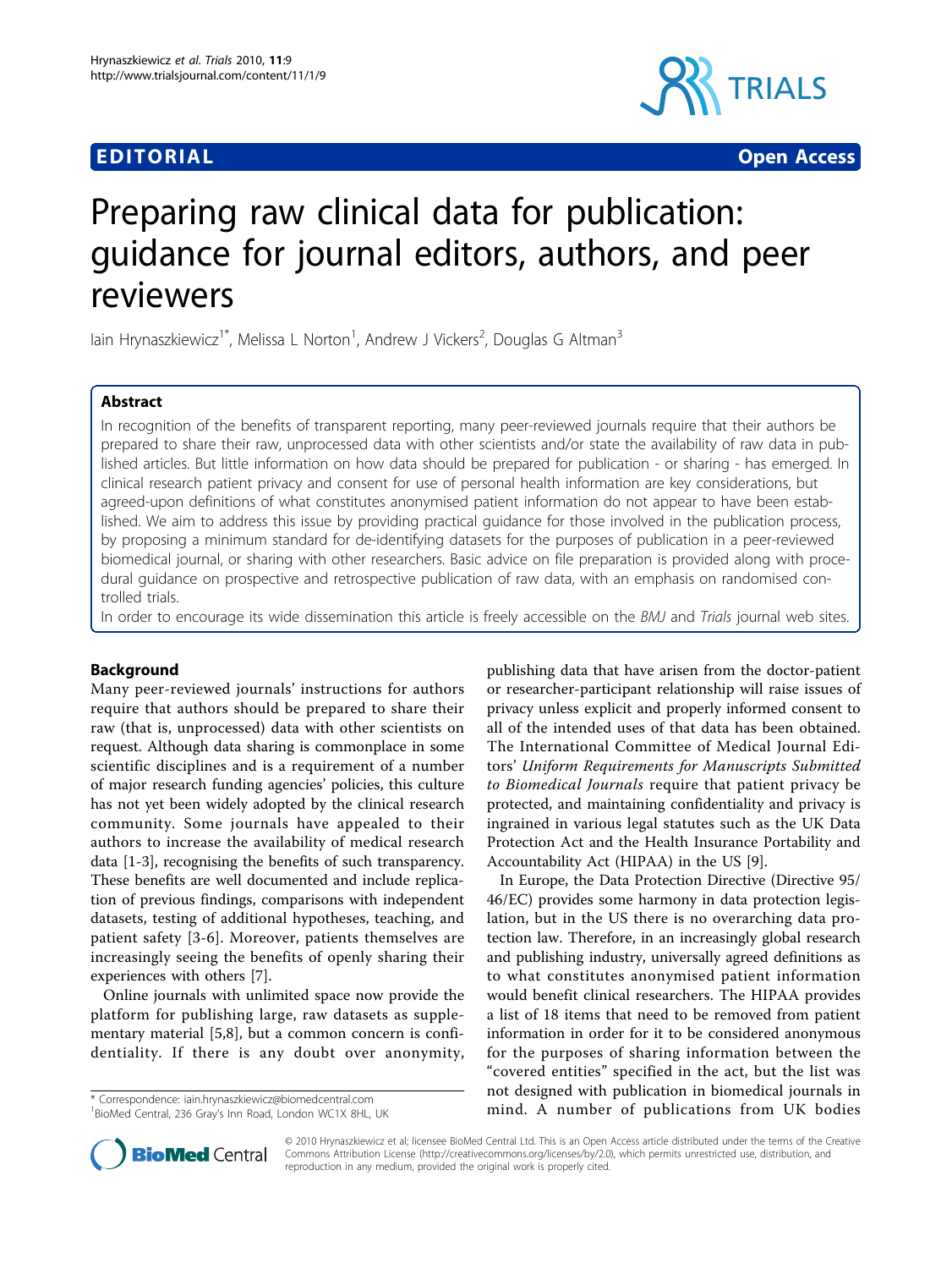EDITORIAL Open Access

# Preparing raw clinical data for publication: guidance for journal editors, authors, and peer reviewers

Iain Hrynaszkiewicz[1*], Melissa L Norton[1], Andrew J Vickers[2], Douglas G Altman[3]

## Abstract

In recognition of the benefits of transparent reporting, many peer-reviewed journals require that their authors be prepared to share their raw, unprocessed data with other scientists and/or state the availability of raw data in published articles. But little information on how data should be prepared for publication - or sharing - has emerged. In clinical research patient privacy and consent for use of personal health information are key considerations, but agreed-upon definitions of what constitutes anonymised patient information do not appear to have been established. We aim to address this issue by providing practical guidance for those involved in the publication process, by proposing a minimum standard for de-identifying datasets for the purposes of publication in a peer-reviewed biomedical journal, or sharing with other researchers. Basic advice on file preparation is provided along with procedural guidance on prospective and retrospective publication of raw data, with an emphasis on randomised controlled trials.

In order to encourage its wide dissemination this article is freely accessible on the *BMJ* and *Trials* journal web sites.

## Background

Many peer-reviewed journals' instructions for authors require that authors should be prepared to share their raw (that is, unprocessed) data with other scientists on request. Although data sharing is commonplace in some scientific disciplines and is a requirement of a number of major research funding agencies' policies, this culture has not yet been widely adopted by the clinical research community. Some journals have appealed to their authors to increase the availability of medical research data [1-3], recognising the benefits of such transparency. These benefits are well documented and include replication of previous findings, comparisons with independent datasets, testing of additional hypotheses, teaching, and patient safety [3-6]. Moreover, patients themselves are increasingly seeing the benefits of openly sharing their experiences with others [7].

Online journals with unlimited space now provide the platform for publishing large, raw datasets as supplementary material [5,8], but a common concern is confidentiality. If there is any doubt over anonymity, publishing data that have arisen from the doctor-patient or researcher-participant relationship will raise issues of privacy unless explicit and properly informed consent to all of the intended uses of that data has been obtained. The International Committee of Medical Journal Editors' *Uniform Requirements for Manuscripts Submitted to Biomedical Journals* require that patient privacy be protected, and maintaining confidentiality and privacy is ingrained in various legal statutes such as the UK Data Protection Act and the Health Insurance Portability and Accountability Act (HIPAA) in the US [9].

In Europe, the Data Protection Directive (Directive 95/46/EC) provides some harmony in data protection legislation, but in the US there is no overarching data protection law. Therefore, in an increasingly global research and publishing industry, universally agreed definitions as to what constitutes anonymised patient information would benefit clinical researchers. The HIPAA provides a list of 18 items that need to be removed from patient information in order for it to be considered anonymous for the purposes of sharing information between the "covered entities" specified in the act, but the list was not designed with publication in biomedical journals in mind. A number of publications from UK bodies

\* Correspondence: iain.hrynaszkiewicz@biomedcentral.com
[1]BioMed Central, 236 Gray's Inn Road, London WC1X 8HL, UK

© 2010 Hrynaszkiewicz et al; licensee BioMed Central Ltd. This is an Open Access article distributed under the terms of the Creative Commons Attribution License (http://creativecommons.org/licenses/by/2.0), which permits unrestricted use, distribution, and reproduction in any medium, provided the original work is properly cited.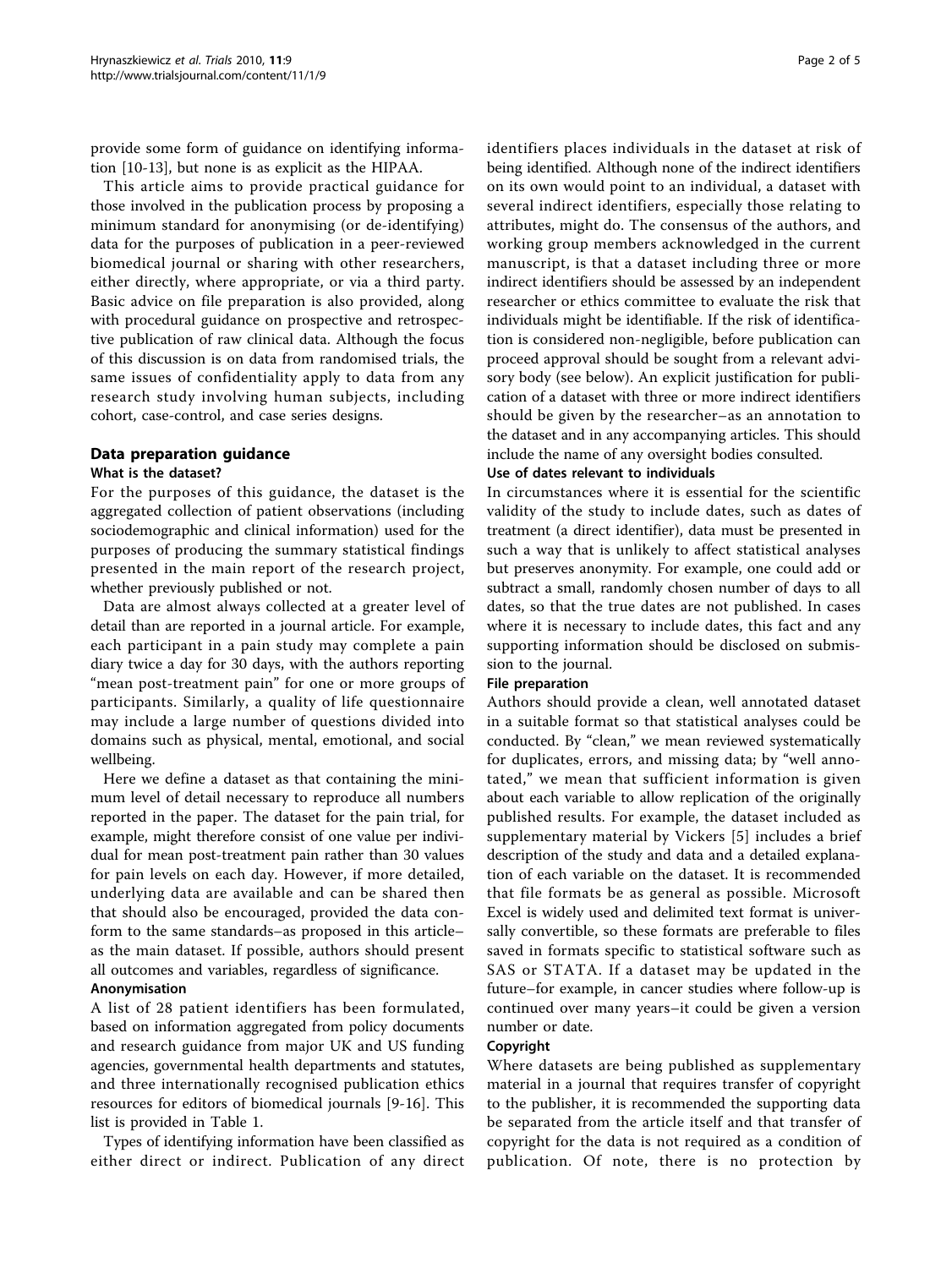provide some form of guidance on identifying information [10-13], but none is as explicit as the HIPAA.

This article aims to provide practical guidance for those involved in the publication process by proposing a minimum standard for anonymising (or de-identifying) data for the purposes of publication in a peer-reviewed biomedical journal or sharing with other researchers, either directly, where appropriate, or via a third party. Basic advice on file preparation is also provided, along with procedural guidance on prospective and retrospective publication of raw clinical data. Although the focus of this discussion is on data from randomised trials, the same issues of confidentiality apply to data from any research study involving human subjects, including cohort, case-control, and case series designs.

## Data preparation guidance

### What is the dataset?

For the purposes of this guidance, the dataset is the aggregated collection of patient observations (including sociodemographic and clinical information) used for the purposes of producing the summary statistical findings presented in the main report of the research project, whether previously published or not.

Data are almost always collected at a greater level of detail than are reported in a journal article. For example, each participant in a pain study may complete a pain diary twice a day for 30 days, with the authors reporting "mean post-treatment pain" for one or more groups of participants. Similarly, a quality of life questionnaire may include a large number of questions divided into domains such as physical, mental, emotional, and social wellbeing.

Here we define a dataset as that containing the minimum level of detail necessary to reproduce all numbers reported in the paper. The dataset for the pain trial, for example, might therefore consist of one value per individual for mean post-treatment pain rather than 30 values for pain levels on each day. However, if more detailed, underlying data are available and can be shared then that should also be encouraged, provided the data conform to the same standards–as proposed in this article–as the main dataset. If possible, authors should present all outcomes and variables, regardless of significance.

### Anonymisation

A list of 28 patient identifiers has been formulated, based on information aggregated from policy documents and research guidance from major UK and US funding agencies, governmental health departments and statutes, and three internationally recognised publication ethics resources for editors of biomedical journals [9-16]. This list is provided in Table 1.

Types of identifying information have been classified as either direct or indirect. Publication of any direct identifiers places individuals in the dataset at risk of being identified. Although none of the indirect identifiers on its own would point to an individual, a dataset with several indirect identifiers, especially those relating to attributes, might do. The consensus of the authors, and working group members acknowledged in the current manuscript, is that a dataset including three or more indirect identifiers should be assessed by an independent researcher or ethics committee to evaluate the risk that individuals might be identifiable. If the risk of identification is considered non-negligible, before publication can proceed approval should be sought from a relevant advisory body (see below). An explicit justification for publication of a dataset with three or more indirect identifiers should be given by the researcher–as an annotation to the dataset and in any accompanying articles. This should include the name of any oversight bodies consulted.

### Use of dates relevant to individuals

In circumstances where it is essential for the scientific validity of the study to include dates, such as dates of treatment (a direct identifier), data must be presented in such a way that is unlikely to affect statistical analyses but preserves anonymity. For example, one could add or subtract a small, randomly chosen number of days to all dates, so that the true dates are not published. In cases where it is necessary to include dates, this fact and any supporting information should be disclosed on submission to the journal.

### File preparation

Authors should provide a clean, well annotated dataset in a suitable format so that statistical analyses could be conducted. By "clean," we mean reviewed systematically for duplicates, errors, and missing data; by "well annotated," we mean that sufficient information is given about each variable to allow replication of the originally published results. For example, the dataset included as supplementary material by Vickers [5] includes a brief description of the study and data and a detailed explanation of each variable on the dataset. It is recommended that file formats be as general as possible. Microsoft Excel is widely used and delimited text format is universally convertible, so these formats are preferable to files saved in formats specific to statistical software such as SAS or STATA. If a dataset may be updated in the future–for example, in cancer studies where follow-up is continued over many years–it could be given a version number or date.

### Copyright

Where datasets are being published as supplementary material in a journal that requires transfer of copyright to the publisher, it is recommended the supporting data be separated from the article itself and that transfer of copyright for the data is not required as a condition of publication. Of note, there is no protection by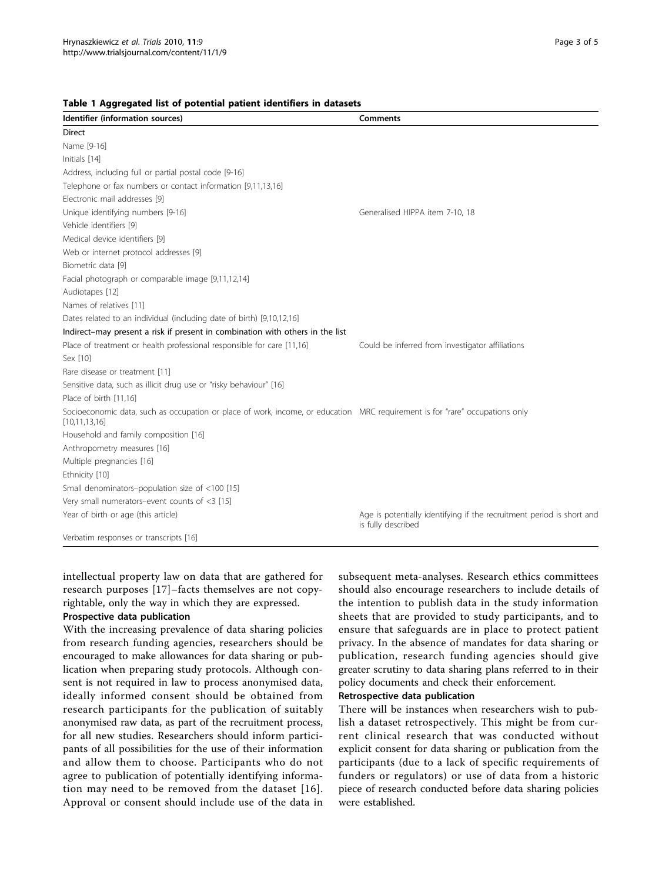**Table 1 Aggregated list of potential patient identifiers in datasets**

| Identifier (information sources) | Comments |
| --- | --- |
| Direct | |
| Name [9-16] | |
| Initials [14] | |
| Address, including full or partial postal code [9-16] | |
| Telephone or fax numbers or contact information [9,11,13,16] | |
| Electronic mail addresses [9] | |
| Unique identifying numbers [9-16] | Generalised HIPPA item 7-10, 18 |
| Vehicle identifiers [9] | |
| Medical device identifiers [9] | |
| Web or internet protocol addresses [9] | |
| Biometric data [9] | |
| Facial photograph or comparable image [9,11,12,14] | |
| Audiotapes [12] | |
| Names of relatives [11] | |
| Dates related to an individual (including date of birth) [9,10,12,16] | |
| Indirect–may present a risk if present in combination with others in the list | |
| Place of treatment or health professional responsible for care [11,16] | Could be inferred from investigator affiliations |
| Sex [10] | |
| Rare disease or treatment [11] | |
| Sensitive data, such as illicit drug use or "risky behaviour" [16] | |
| Place of birth [11,16] | |
| Socioeconomic data, such as occupation or place of work, income, or education [10,11,13,16] | MRC requirement is for "rare" occupations only |
| Household and family composition [16] | |
| Anthropometry measures [16] | |
| Multiple pregnancies [16] | |
| Ethnicity [10] | |
| Small denominators–population size of <100 [15] | |
| Very small numerators–event counts of <3 [15] | |
| Year of birth or age (this article) | Age is potentially identifying if the recruitment period is short and is fully described |
| Verbatim responses or transcripts [16] | |

intellectual property law on data that are gathered for research purposes [17]–facts themselves are not copyrightable, only the way in which they are expressed.

### Prospective data publication

With the increasing prevalence of data sharing policies from research funding agencies, researchers should be encouraged to make allowances for data sharing or publication when preparing study protocols. Although consent is not required in law to process anonymised data, ideally informed consent should be obtained from research participants for the publication of suitably anonymised raw data, as part of the recruitment process, for all new studies. Researchers should inform participants of all possibilities for the use of their information and allow them to choose. Participants who do not agree to publication of potentially identifying information may need to be removed from the dataset [16]. Approval or consent should include use of the data in subsequent meta-analyses. Research ethics committees should also encourage researchers to include details of the intention to publish data in the study information sheets that are provided to study participants, and to ensure that safeguards are in place to protect patient privacy. In the absence of mandates for data sharing or publication, research funding agencies should give greater scrutiny to data sharing plans referred to in their policy documents and check their enforcement.

### Retrospective data publication

There will be instances when researchers wish to publish a dataset retrospectively. This might be from current clinical research that was conducted without explicit consent for data sharing or publication from the participants (due to a lack of specific requirements of funders or regulators) or use of data from a historic piece of research conducted before data sharing policies were established.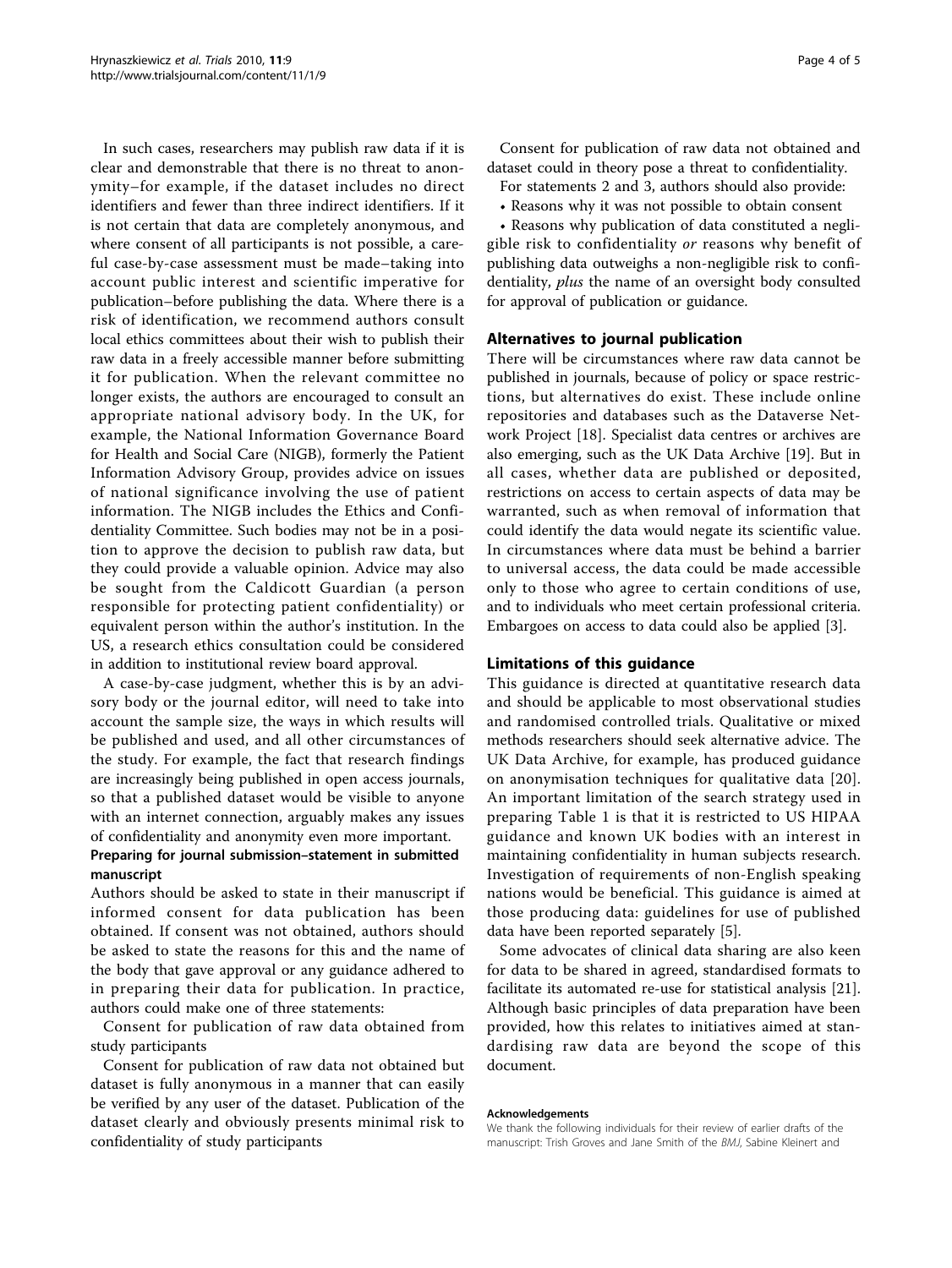In such cases, researchers may publish raw data if it is clear and demonstrable that there is no threat to anonymity–for example, if the dataset includes no direct identifiers and fewer than three indirect identifiers. If it is not certain that data are completely anonymous, and where consent of all participants is not possible, a careful case-by-case assessment must be made–taking into account public interest and scientific imperative for publication–before publishing the data. Where there is a risk of identification, we recommend authors consult local ethics committees about their wish to publish their raw data in a freely accessible manner before submitting it for publication. When the relevant committee no longer exists, the authors are encouraged to consult an appropriate national advisory body. In the UK, for example, the National Information Governance Board for Health and Social Care (NIGB), formerly the Patient Information Advisory Group, provides advice on issues of national significance involving the use of patient information. The NIGB includes the Ethics and Confidentiality Committee. Such bodies may not be in a position to approve the decision to publish raw data, but they could provide a valuable opinion. Advice may also be sought from the Caldicott Guardian (a person responsible for protecting patient confidentiality) or equivalent person within the author's institution. In the US, a research ethics consultation could be considered in addition to institutional review board approval.

A case-by-case judgment, whether this is by an advisory body or the journal editor, will need to take into account the sample size, the ways in which results will be published and used, and all other circumstances of the study. For example, the fact that research findings are increasingly being published in open access journals, so that a published dataset would be visible to anyone with an internet connection, arguably makes any issues of confidentiality and anonymity even more important.

### Preparing for journal submission–statement in submitted manuscript

Authors should be asked to state in their manuscript if informed consent for data publication has been obtained. If consent was not obtained, authors should be asked to state the reasons for this and the name of the body that gave approval or any guidance adhered to in preparing their data for publication. In practice, authors could make one of three statements:

Consent for publication of raw data obtained from study participants

Consent for publication of raw data not obtained but dataset is fully anonymous in a manner that can easily be verified by any user of the dataset. Publication of the dataset clearly and obviously presents minimal risk to confidentiality of study participants

Consent for publication of raw data not obtained and dataset could in theory pose a threat to confidentiality.

For statements 2 and 3, authors should also provide:

- Reasons why it was not possible to obtain consent
- Reasons why publication of data constituted a negligible risk to confidentiality *or* reasons why benefit of publishing data outweighs a non-negligible risk to confidentiality, *plus* the name of an oversight body consulted for approval of publication or guidance.

## Alternatives to journal publication

There will be circumstances where raw data cannot be published in journals, because of policy or space restrictions, but alternatives do exist. These include online repositories and databases such as the Dataverse Network Project [18]. Specialist data centres or archives are also emerging, such as the UK Data Archive [19]. But in all cases, whether data are published or deposited, restrictions on access to certain aspects of data may be warranted, such as when removal of information that could identify the data would negate its scientific value. In circumstances where data must be behind a barrier to universal access, the data could be made accessible only to those who agree to certain conditions of use, and to individuals who meet certain professional criteria. Embargoes on access to data could also be applied [3].

## Limitations of this guidance

This guidance is directed at quantitative research data and should be applicable to most observational studies and randomised controlled trials. Qualitative or mixed methods researchers should seek alternative advice. The UK Data Archive, for example, has produced guidance on anonymisation techniques for qualitative data [20]. An important limitation of the search strategy used in preparing Table 1 is that it is restricted to US HIPAA guidance and known UK bodies with an interest in maintaining confidentiality in human subjects research. Investigation of requirements of non-English speaking nations would be beneficial. This guidance is aimed at those producing data: guidelines for use of published data have been reported separately [5].

Some advocates of clinical data sharing are also keen for data to be shared in agreed, standardised formats to facilitate its automated re-use for statistical analysis [21]. Although basic principles of data preparation have been provided, how this relates to initiatives aimed at standardising raw data are beyond the scope of this document.

#### Acknowledgements

We thank the following individuals for their review of earlier drafts of the manuscript: Trish Groves and Jane Smith of the *BMJ*, Sabine Kleinert and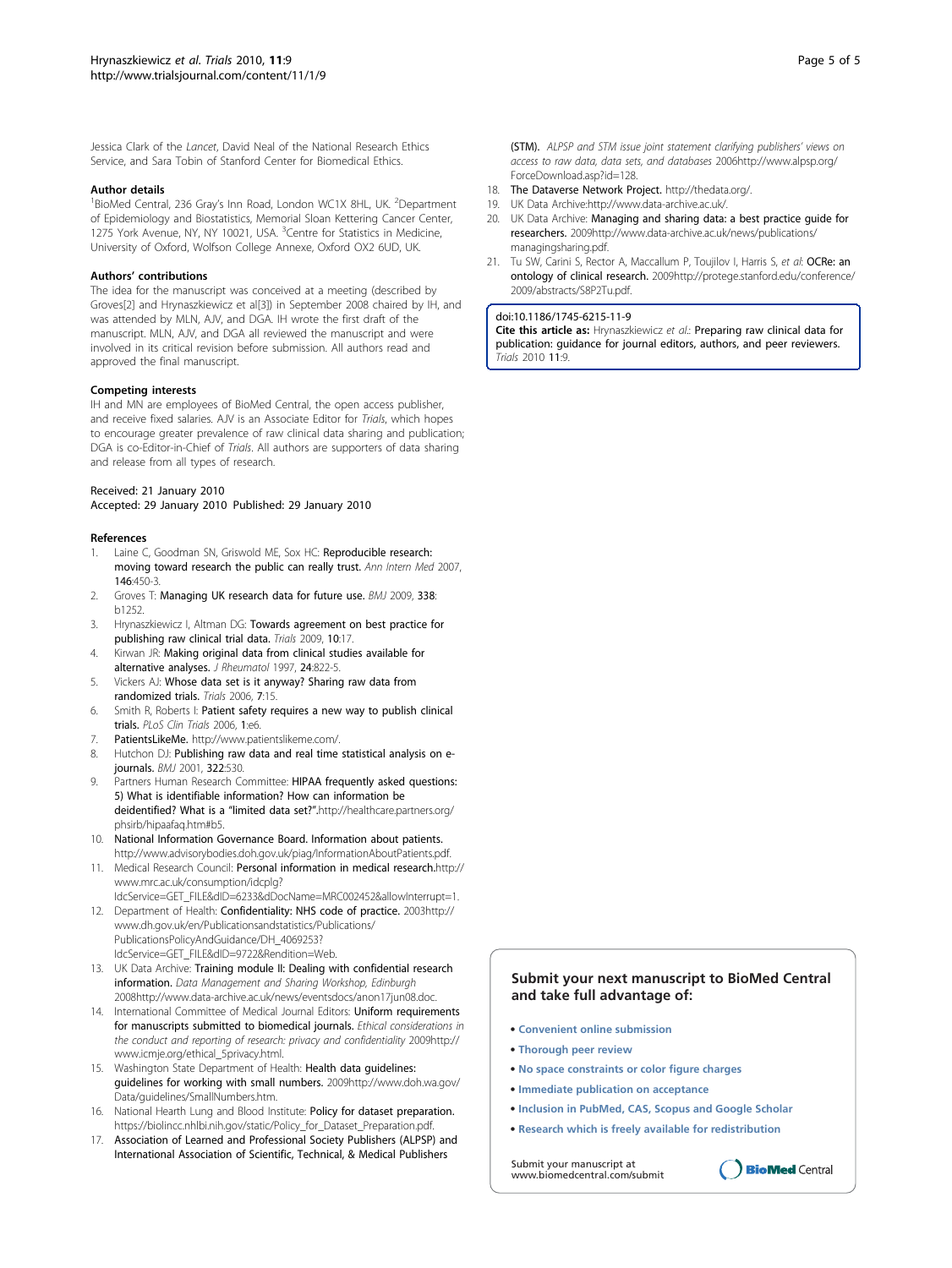Jessica Clark of the *Lancet*, David Neal of the National Research Ethics Service, and Sara Tobin of Stanford Center for Biomedical Ethics.

### Author details

[1]BioMed Central, 236 Gray's Inn Road, London WC1X 8HL, UK. [2]Department of Epidemiology and Biostatistics, Memorial Sloan Kettering Cancer Center, 1275 York Avenue, NY, NY 10021, USA. [3]Centre for Statistics in Medicine, University of Oxford, Wolfson College Annexe, Oxford OX2 6UD, UK.

### Authors' contributions

The idea for the manuscript was conceived at a meeting (described by Groves[2] and Hrynaszkiewicz et al[3]) in September 2008 chaired by IH, and was attended by MLN, AJV, and DGA. IH wrote the first draft of the manuscript. MLN, AJV, and DGA all reviewed the manuscript and were involved in its critical revision before submission. All authors read and approved the final manuscript.

### Competing interests

IH and MN are employees of BioMed Central, the open access publisher, and receive fixed salaries. AJV is an Associate Editor for *Trials*, which hopes to encourage greater prevalence of raw clinical data sharing and publication; DGA is co-Editor-in-Chief of *Trials*. All authors are supporters of data sharing and release from all types of research.

Received: 21 January 2010
Accepted: 29 January 2010 Published: 29 January 2010

### References

1. Laine C, Goodman SN, Griswold ME, Sox HC: **Reproducible research: moving toward research the public can really trust.** *Ann Intern Med* 2007, **146**:450-3.
2. Groves T: **Managing UK research data for future use.** *BMJ* 2009, **338**: b1252.
3. Hrynaszkiewicz I, Altman DG: **Towards agreement on best practice for publishing raw clinical trial data.** *Trials* 2009, **10**:17.
4. Kirwan JR: **Making original data from clinical studies available for alternative analyses.** *J Rheumatol* 1997, **24**:822-5.
5. Vickers AJ: **Whose data set is it anyway? Sharing raw data from randomized trials.** *Trials* 2006, **7**:15.
6. Smith R, Roberts I: **Patient safety requires a new way to publish clinical trials.** *PLoS Clin Trials* 2006, **1**:e6.
7. **PatientsLikeMe.** http://www.patientslikeme.com/.
8. Hutchon DJ: **Publishing raw data and real time statistical analysis on e-journals.** *BMJ* 2001, **322**:530.
9. Partners Human Research Committee: **HIPAA frequently asked questions: 5) What is identifiable information? How can information be deidentified? What is a "limited data set?".** http://healthcare.partners.org/phsirb/hipaafaq.htm#b5.
10. **National Information Governance Board. Information about patients.** http://www.advisorybodies.doh.gov.uk/piag/InformationAboutPatients.pdf.
11. Medical Research Council: **Personal information in medical research.** http://www.mrc.ac.uk/consumption/idcplg?IdcService=GET_FILE&dID=6233&dDocName=MRC002452&allowInterrupt=1.
12. Department of Health: **Confidentiality: NHS code of practice.** 2003 http://www.dh.gov.uk/en/Publicationsandstatistics/Publications/PublicationsPolicyAndGuidance/DH_4069253?IdcService=GET_FILE&dID=9722&Rendition=Web.
13. UK Data Archive: **Training module II: Dealing with confidential research information.** *Data Management and Sharing Workshop, Edinburgh* 2008 http://www.data-archive.ac.uk/news/eventsdocs/anon17jun08.doc.
14. International Committee of Medical Journal Editors: **Uniform requirements for manuscripts submitted to biomedical journals.** *Ethical considerations in the conduct and reporting of research: privacy and confidentiality* 2009 http://www.icmje.org/ethical_5privacy.html.
15. Washington State Department of Health: **Health data guidelines: guidelines for working with small numbers.** 2009 http://www.doh.wa.gov/Data/guidelines/SmallNumbers.htm.
16. National Hearth Lung and Blood Institute: **Policy for dataset preparation.** https://biolincc.nhlbi.nih.gov/static/Policy_for_Dataset_Preparation.pdf.
17. **Association of Learned and Professional Society Publishers (ALPSP) and International Association of Scientific, Technical, & Medical Publishers (STM).** *ALPSP and STM issue joint statement clarifying publishers' views on access to raw data, data sets, and databases* 2006 http://www.alpsp.org/ForceDownload.asp?id=128.
18. **The Dataverse Network Project.** http://thedata.org/.
19. UK Data Archive:http://www.data-archive.ac.uk/.
20. UK Data Archive: **Managing and sharing data: a best practice guide for researchers.** 2009 http://www.data-archive.ac.uk/news/publications/managingsharing.pdf.
21. Tu SW, Carini S, Rector A, Maccallum P, Toujilov I, Harris S, *et al*: **OCRe: an ontology of clinical research.** 2009 http://protege.stanford.edu/conference/2009/abstracts/S8P2Tu.pdf.

doi:10.1186/1745-6215-11-9
**Cite this article as:** Hrynaszkiewicz *et al.*: Preparing raw clinical data for publication: guidance for journal editors, authors, and peer reviewers. *Trials* 2010 **11**:9.

**Submit your next manuscript to BioMed Central and take full advantage of:**

- **Convenient online submission**
- **Thorough peer review**
- **No space constraints or color figure charges**
- **Immediate publication on acceptance**
- **Inclusion in PubMed, CAS, Scopus and Google Scholar**
- **Research which is freely available for redistribution**

Submit your manuscript at www.biomedcentral.com/submit

BioMed Central